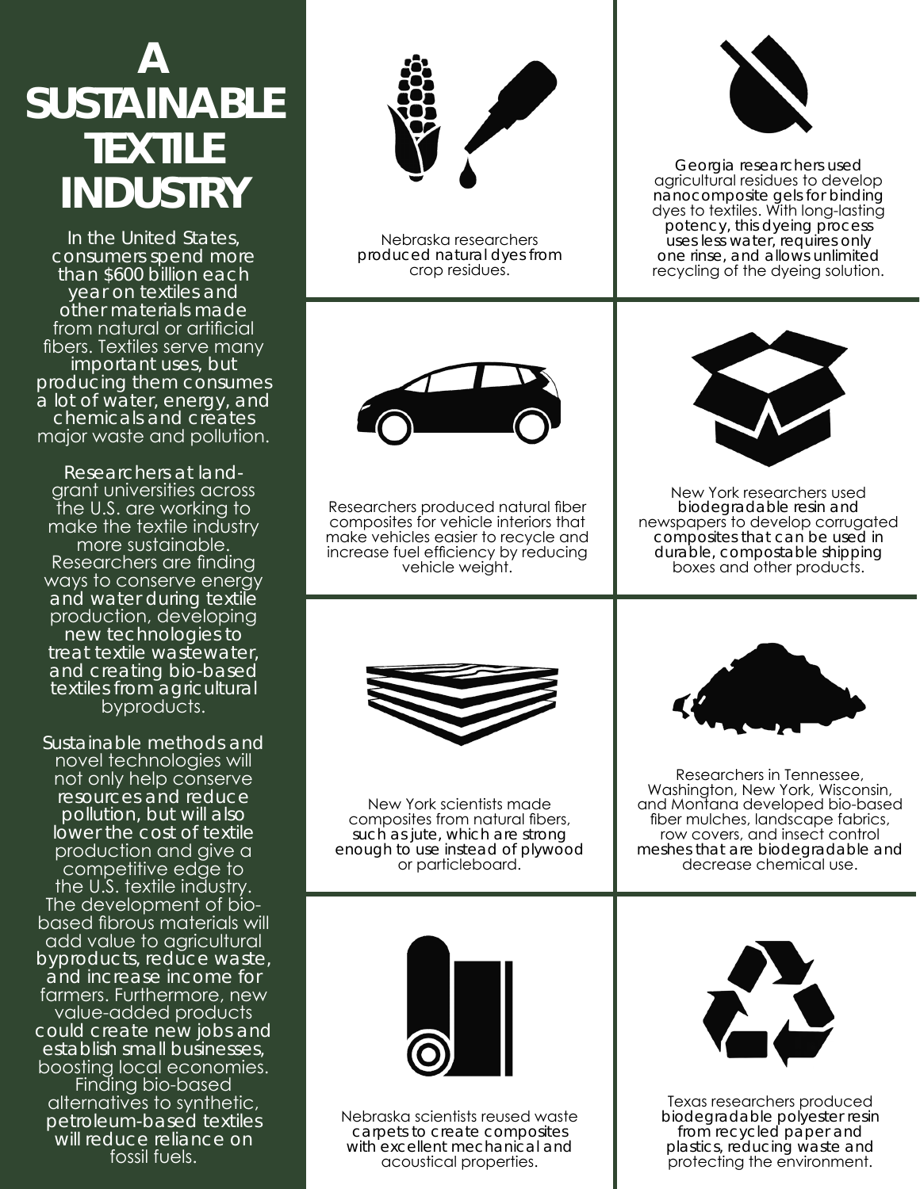# A SUSTAINABLE TEXTILE INDUSTRY

In the United States, consumers spend more than $600 billion each year on textiles and other materials made from natural or artificial fibers. Textiles serve many important uses, but producing them consumes a lot of water, energy, and chemicals and creates major waste and pollution.

Researchers at land-grant universities across the U.S. are working to make the textile industry more sustainable. Researchers are finding ways to conserve energy and water during textile production, developing new technologies to treat textile wastewater, and creating bio-based textiles from agricultural byproducts.

Sustainable methods and novel technologies will not only help conserve resources and reduce pollution, but will also lower the cost of textile production and give a competitive edge to the U.S. textile industry. The development of bio-based fibrous materials will add value to agricultural byproducts, reduce waste, and increase income for farmers. Furthermore, new value-added products could create new jobs and establish small businesses, boosting local economies. Finding bio-based alternatives to synthetic, petroleum-based textiles will reduce reliance on fossil fuels.

Nebraska researchers produced natural dyes from crop residues.

Georgia researchers used agricultural residues to develop nanocomposite gels for binding dyes to textiles. With long-lasting potency, this dyeing process uses less water, requires only one rinse, and allows unlimited recycling of the dyeing solution.

Researchers produced natural fiber composites for vehicle interiors that make vehicles easier to recycle and increase fuel efficiency by reducing vehicle weight.

New York researchers used biodegradable resin and newspapers to develop corrugated composites that can be used in durable, compostable shipping boxes and other products.

New York scientists made composites from natural fibers, such as jute, which are strong enough to use instead of plywood or particleboard.

Researchers in Tennessee, Washington, New York, Wisconsin, and Montana developed bio-based fiber mulches, landscape fabrics, row covers, and insect control meshes that are biodegradable and decrease chemical use.

Nebraska scientists reused waste carpets to create composites with excellent mechanical and acoustical properties.

Texas researchers produced biodegradable polyester resin from recycled paper and plastics, reducing waste and protecting the environment.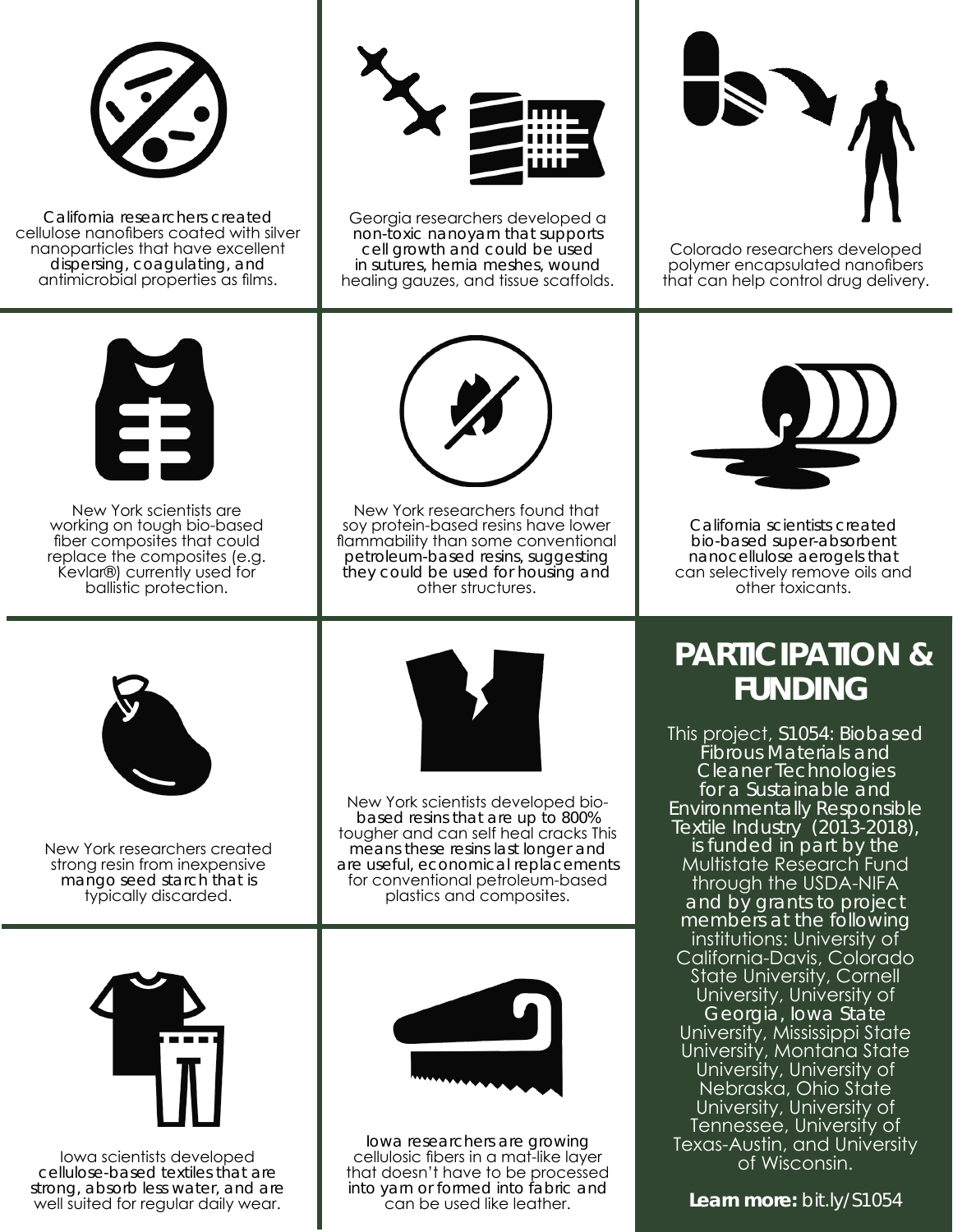California researchers created cellulose nanofibers coated with silver nanoparticles that have excellent dispersing, coagulating, and antimicrobial properties as films.

Georgia researchers developed a non-toxic nanoyarn that supports cell growth and could be used in sutures, hernia meshes, wound healing gauzes, and tissue scaffolds.

Colorado researchers developed polymer encapsulated nanofibers that can help control drug delivery.

New York scientists are working on tough bio-based fiber composites that could replace the composites (e.g. Kevlar®) currently used for ballistic protection.

New York researchers found that soy protein-based resins have lower flammability than some conventional petroleum-based resins, suggesting they could be used for housing and other structures.

California scientists created bio-based super-absorbent nanocellulose aerogels that can selectively remove oils and other toxicants.

New York researchers created strong resin from inexpensive mango seed starch that is typically discarded.

New York scientists developed bio-based resins that are up to 800% tougher and can self heal cracks This means these resins last longer and are useful, economical replacements for conventional petroleum-based plastics and composites.

Iowa scientists developed cellulose-based textiles that are strong, absorb less water, and are well suited for regular daily wear.

Iowa researchers are growing cellulosic fibers in a mat-like layer that doesn't have to be processed into yarn or formed into fabric and can be used like leather.

## PARTICIPATION & FUNDING

This project, S1054: Biobased Fibrous Materials and Cleaner Technologies for a Sustainable and Environmentally Responsible Textile Industry (2013-2018), is funded in part by the Multistate Research Fund through the USDA-NIFA and by grants to project members at the following institutions: University of California-Davis, Colorado State University, Cornell University, University of Georgia, Iowa State University, Mississippi State University, Montana State University, University of Nebraska, Ohio State University, University of Tennessee, University of Texas-Austin, and University of Wisconsin.

**Learn more:** bit.ly/S1054